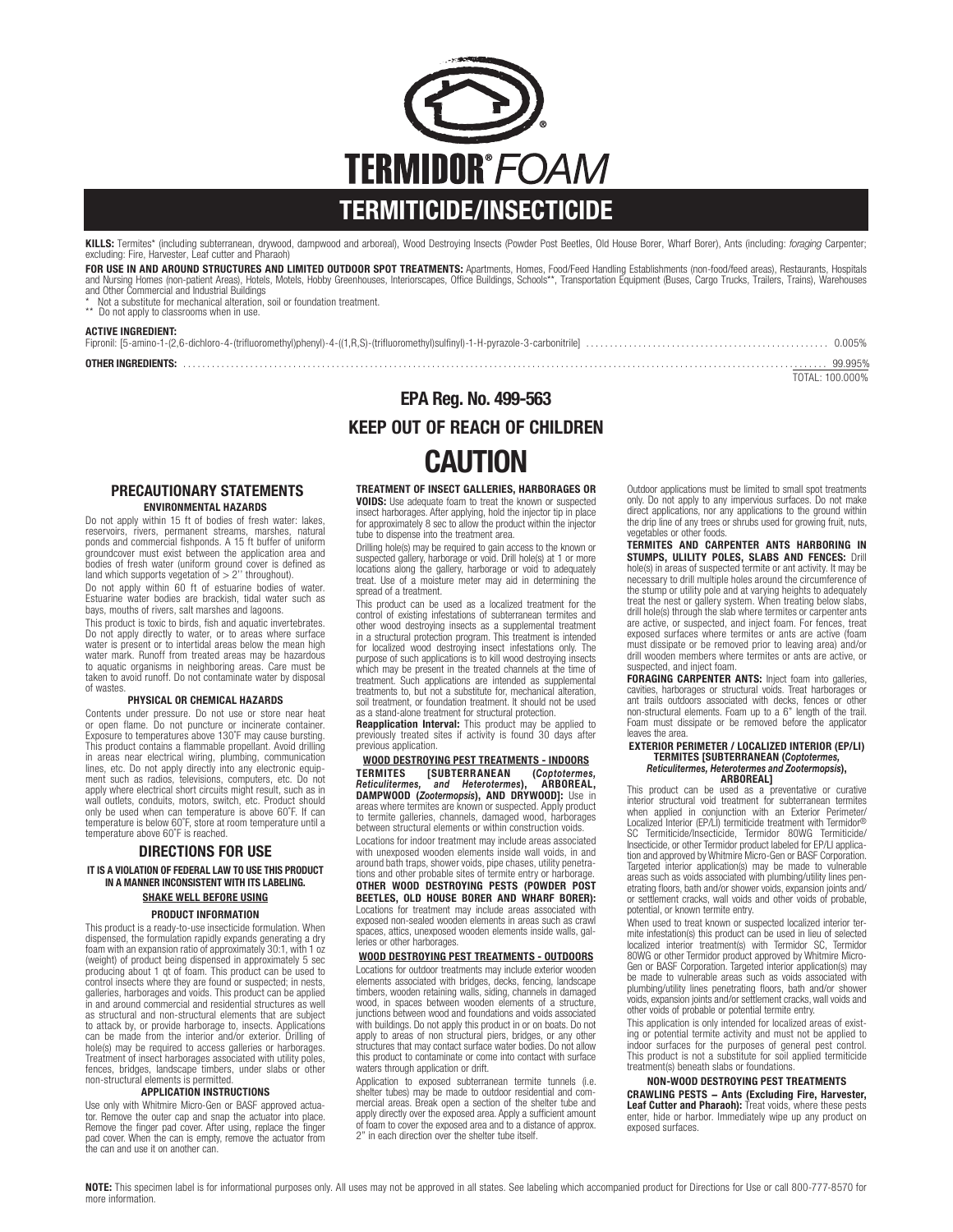# TERMIDOR® FOAM

## TERMITICIDE/INSECTICIDE

**KILLS:** Termites* (including subterranean, drywood, dampwood and arboreal), Wood Destroying Insects (Powder Post Beetles, Old House Borer, Wharf Borer), Ants (including: *foraging* Carpenter; excluding: Fire, Harvester, Leaf cutter and Pharaoh)

**FOR USE IN AND AROUND STRUCTURES AND LIMITED OUTDOOR SPOT TREATMENTS:** Apartments, Homes, Food/Feed Handling Establishments (non-food/feed areas), Restaurants, Hospitals and Nursing Homes (non-patient Areas), Hotels, Motels, Hobby Greenhouses, Interiorscapes, Office Buildings, Schools**, Transportation Equipment (Buses, Cargo Trucks, Trailers, Trains), Warehouses and Other Commercial and Industrial Buildings

\* Not a substitute for mechanical alteration, soil or foundation treatment.
\** Do not apply to classrooms when in use.

**ACTIVE INGREDIENT:**

| | |
|---|---|
| Fipronil: [5-amino-1-(2,6-dichloro-4-(trifluoromethyl)phenyl)-4-((1,R,S)-(trifluoromethyl)sulfinyl)-1-H-pyrazole-3-carbonitrile] | 0.005% |
| **OTHER INGREDIENTS:** | 99.995% |
| | TOTAL: 100.000% |

**EPA Reg. No. 499-563**

**KEEP OUT OF REACH OF CHILDREN**

# CAUTION

## PRECAUTIONARY STATEMENTS

### ENVIRONMENTAL HAZARDS

Do not apply within 15 ft of bodies of fresh water: lakes, reservoirs, rivers, permanent streams, marshes, natural ponds and commercial fishponds. A 15 ft buffer of uniform groundcover must exist between the application area and bodies of fresh water (uniform ground cover is defined as land which supports vegetation of > 2'' throughout).

Do not apply within 60 ft of estuarine bodies of water. Estuarine water bodies are brackish, tidal water such as bays, mouths of rivers, salt marshes and lagoons.

This product is toxic to birds, fish and aquatic invertebrates. Do not apply directly to water, or to areas where surface water is present or to intertidal areas below the mean high water mark. Runoff from treated areas may be hazardous to aquatic organisms in neighboring areas. Care must be taken to avoid runoff. Do not contaminate water by disposal of wastes.

### PHYSICAL OR CHEMICAL HAZARDS

Contents under pressure. Do not use or store near heat or open flame. Do not puncture or incinerate container. Exposure to temperatures above 130˚F may cause bursting. This product contains a flammable propellant. Avoid drilling in areas near electrical wiring, plumbing, communication lines, etc. Do not apply directly into any electronic equipment such as radios, televisions, computers, etc. Do not apply where electrical short circuits might result, such as in wall outlets, conduits, motors, switch, etc. Product should only be used when can temperature is above 60˚F. If can temperature is below 60˚F, store at room temperature until a temperature above 60˚F is reached.

## DIRECTIONS FOR USE

**IT IS A VIOLATION OF FEDERAL LAW TO USE THIS PRODUCT IN A MANNER INCONSISTENT WITH ITS LABELING.**

**SHAKE WELL BEFORE USING**

### PRODUCT INFORMATION

This product is a ready-to-use insecticide formulation. When dispensed, the formulation rapidly expands generating a dry foam with an expansion ratio of approximately 30:1, with 1 oz (weight) of product being dispensed in approximately 5 sec producing about 1 qt of foam. This product can be used to control insects where they are found or suspected; in nests, galleries, harborages and voids. This product can be applied in and around commercial and residential structures as well as structural and non-structural elements that are subject to attack by, or provide harborage to, insects. Applications can be made from the interior and/or exterior. Drilling of hole(s) may be required to access galleries or harborages. Treatment of insect harborages associated with utility poles, fences, bridges, landscape timbers, under slabs or other non-structural elements is permitted.

### APPLICATION INSTRUCTIONS

Use only with Whitmire Micro-Gen or BASF approved actuator. Remove the outer cap and snap the actuator into place. Remove the finger pad cover. After using, replace the finger pad cover. When the can is empty, remove the actuator from the can and use it on another can.

**TREATMENT OF INSECT GALLERIES, HARBORAGES OR VOIDS:** Use adequate foam to treat the known or suspected insect harborages. After applying, hold the injector tip in place for approximately 8 sec to allow the product within the injector tube to dispense into the treatment area.

Drilling hole(s) may be required to gain access to the known or suspected gallery, harborage or void. Drill hole(s) at 1 or more locations along the gallery, harborage or void to adequately treat. Use of a moisture meter may aid in determining the spread of a treatment.

This product can be used as a localized treatment for the control of existing infestations of subterranean termites and other wood destroying insects as a supplemental treatment in a structural protection program. This treatment is intended for localized wood destroying insect infestations only. The purpose of such applications is to kill wood destroying insects which may be present in the treated channels at the time of treatment. Such applications are intended as supplemental treatments to, but not a substitute for, mechanical alteration, soil treatment, or foundation treatment. It should not be used as a stand-alone treatment for structural protection.

**Reapplication Interval:** This product may be applied to previously treated sites if activity is found 30 days after previous application.

### WOOD DESTROYING PEST TREATMENTS - INDOORS

**TERMITES [SUBTERRANEAN (*Coptotermes, Reticulitermes, and Heterotermes*), ARBOREAL, DAMPWOOD (*Zootermopsis*), AND DRYWOOD]:** Use in areas where termites are known or suspected. Apply product to termite galleries, channels, damaged wood, harborages between structural elements or within construction voids.

Locations for indoor treatment may include areas associated with unexposed wooden elements inside wall voids, in and around bath traps, shower voids, pipe chases, utility penetrations and other probable sites of termite entry or harborage.

**OTHER WOOD DESTROYING PESTS (POWDER POST BEETLES, OLD HOUSE BORER AND WHARF BORER):** Locations for treatment may include areas associated with exposed non-sealed wooden elements in areas such as crawl spaces, attics, unexposed wooden elements inside walls, galleries or other harborages.

### WOOD DESTROYING PEST TREATMENTS - OUTDOORS

Locations for outdoor treatments may include exterior wooden elements associated with bridges, decks, fencing, landscape timbers, wooden retaining walls, siding, channels in damaged wood, in spaces between wooden elements of a structure, junctions between wood and foundations and voids associated with buildings. Do not apply this product in or on boats. Do not apply to areas of non structural piers, bridges, or any other structures that may contact surface water bodies. Do not allow this product to contaminate or come into contact with surface waters through application or drift.

Application to exposed subterranean termite tunnels (i.e. shelter tubes) may be made to outdoor residential and commercial areas. Break open a section of the shelter tube and apply directly over the exposed area. Apply a sufficient amount of foam to cover the exposed area and to a distance of approx. 2" in each direction over the shelter tube itself.

Outdoor applications must be limited to small spot treatments only. Do not apply to any impervious surfaces. Do not make direct applications, nor any applications to the ground within the drip line of any trees or shrubs used for growing fruit, nuts, vegetables or other foods.

**TERMITES AND CARPENTER ANTS HARBORING IN STUMPS, ULILITY POLES, SLABS AND FENCES:** Drill hole(s) in areas of suspected termite or ant activity. It may be necessary to drill multiple holes around the circumference of the stump or utility pole and at varying heights to adequately treat the nest or gallery system. When treating below slabs, drill hole(s) through the slab where termites or carpenter ants are active, or suspected, and inject foam. For fences, treat exposed surfaces where termites or ants are active (foam must dissipate or be removed prior to leaving area) and/or drill wooden members where termites or ants are active, or suspected, and inject foam.

**FORAGING CARPENTER ANTS:** Inject foam into galleries, cavities, harborages or structural voids. Treat harborages or ant trails outdoors associated with decks, fences or other non-structural elements. Foam up to a 6" length of the trail. Foam must dissipate or be removed before the applicator leaves the area.

### EXTERIOR PERIMETER / LOCALIZED INTERIOR (EP/LI) TERMITES [SUBTERRANEAN (*Coptotermes, Reticulitermes, Heterotermes and Zootermopsis*), ARBOREAL]

This product can be used as a preventative or curative interior structural void treatment for subterranean termites when applied in conjunction with an Exterior Perimeter/Localized Interior (EP/LI) termiticide treatment with Termidor® SC Termiticide/Insecticide, Termidor 80WG Termiticide/Insecticide, or other Termidor product labeled for EP/LI application and approved by Whitmire Micro-Gen or BASF Corporation. Targeted interior application(s) may be made to vulnerable areas such as voids associated with plumbing/utility lines penetrating floors, bath and/or shower voids, expansion joints and/or settlement cracks, wall voids and other voids of probable, potential, or known termite entry.

When used to treat known or suspected localized interior termite infestation(s) this product can be used in lieu of selected localized interior treatment(s) with Termidor SC, Termidor 80WG or other Termidor product approved by Whitmire Micro-Gen or BASF Corporation. Targeted interior application(s) may be made to vulnerable areas such as voids associated with plumbing/utility lines penetrating floors, bath and/or shower voids, expansion joints and/or settlement cracks, wall voids and other voids of probable or potential termite entry.

This application is only intended for localized areas of existing or potential termite activity and must not be applied to indoor surfaces for the purposes of general pest control. This product is not a substitute for soil applied termiticide treatment(s) beneath slabs or foundations.

### NON-WOOD DESTROYING PEST TREATMENTS

**CRAWLING PESTS – Ants (Excluding Fire, Harvester, Leaf Cutter and Pharaoh):** Treat voids, where these pests enter, hide or harbor. Immediately wipe up any product on exposed surfaces.

**NOTE:** This specimen label is for informational purposes only. All uses may not be approved in all states. See labeling which accompanied product for Directions for Use or call 800-777-8570 for more information.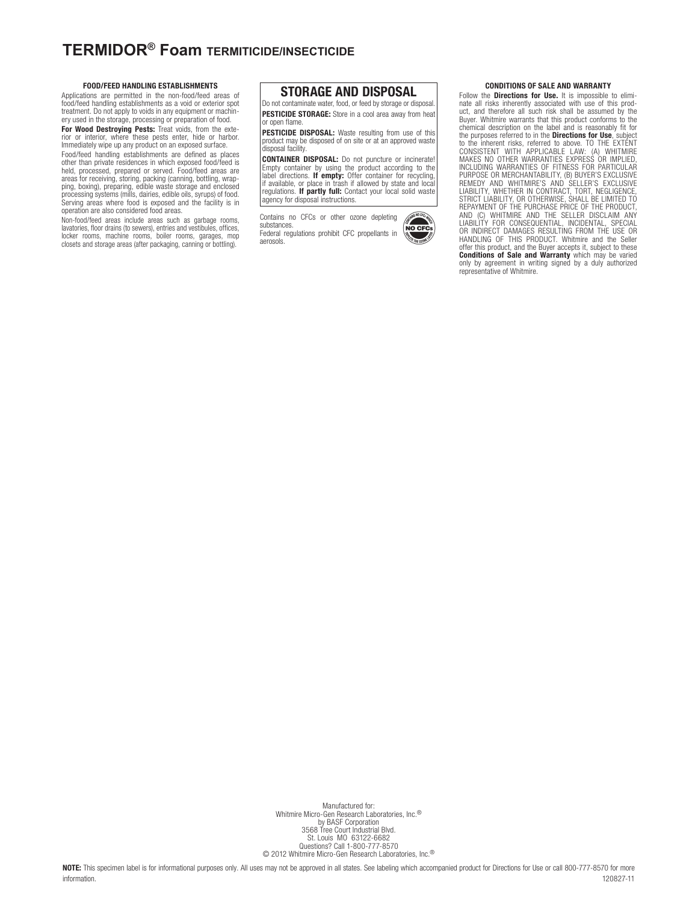# TERMIDOR® Foam TERMITICIDE/INSECTICIDE

#### FOOD/FEED HANDLING ESTABLISHMENTS

Applications are permitted in the non-food/feed areas of food/feed handling establishments as a void or exterior spot treatment. Do not apply to voids in any equipment or machinery used in the storage, processing or preparation of food.

**For Wood Destroying Pests:** Treat voids, from the exterior or interior, where these pests enter, hide or harbor. Immediately wipe up any product on an exposed surface.

Food/feed handling establishments are defined as places other than private residences in which exposed food/feed is held, processed, prepared or served. Food/feed areas are areas for receiving, storing, packing (canning, bottling, wrapping, boxing), preparing, edible waste storage and enclosed processing systems (mills, dairies, edible oils, syrups) of food. Serving areas where food is exposed and the facility is in operation are also considered food areas.

Non-food/feed areas include areas such as garbage rooms, lavatories, floor drains (to sewers), entries and vestibules, offices, locker rooms, machine rooms, boiler rooms, garages, mop closets and storage areas (after packaging, canning or bottling).

## STORAGE AND DISPOSAL

Do not contaminate water, food, or feed by storage or disposal.

**PESTICIDE STORAGE:** Store in a cool area away from heat or open flame.

**PESTICIDE DISPOSAL:** Waste resulting from use of this product may be disposed of on site or at an approved waste disposal facility.

**CONTAINER DISPOSAL:** Do not puncture or incinerate! Empty container by using the product according to the label directions. **If empty:** Offer container for recycling, if available, or place in trash if allowed by state and local regulations. **If partly full:** Contact your local solid waste agency for disposal instructions.

Contains no CFCs or other ozone depleting substances.
Federal regulations prohibit CFC propellants in aerosols.

#### CONDITIONS OF SALE AND WARRANTY

Follow the **Directions for Use.** It is impossible to eliminate all risks inherently associated with use of this product, and therefore all such risk shall be assumed by the Buyer. Whitmire warrants that this product conforms to the chemical description on the label and is reasonably fit for the purposes referred to in the **Directions for Use**, subject to the inherent risks, referred to above. TO THE EXTENT CONSISTENT WITH APPLICABLE LAW: (A) WHITMIRE MAKES NO OTHER WARRANTIES EXPRESS OR IMPLIED, INCLUDING WARRANTIES OF FITNESS FOR PARTICULAR PURPOSE OR MERCHANTABILITY, (B) BUYER'S EXCLUSIVE REMEDY AND WHITMIRE'S AND SELLER'S EXCLUSIVE LIABILITY, WHETHER IN CONTRACT, TORT, NEGLIGENCE, STRICT LIABILITY, OR OTHERWISE, SHALL BE LIMITED TO REPAYMENT OF THE PURCHASE PRICE OF THE PRODUCT, AND (C) WHITMIRE AND THE SELLER DISCLAIM ANY LIABILITY FOR CONSEQUENTIAL, INCIDENTAL, SPECIAL OR INDIRECT DAMAGES RESULTING FROM THE USE OR HANDLING OF THIS PRODUCT. Whitmire and the Seller offer this product, and the Buyer accepts it, subject to these **Conditions of Sale and Warranty** which may be varied only by agreement in writing signed by a duly authorized representative of Whitmire.

Manufactured for:
Whitmire Micro-Gen Research Laboratories, Inc.®
by BASF Corporation
3568 Tree Court Industrial Blvd.
St. Louis MO 63122-6682
Questions? Call 1-800-777-8570
© 2012 Whitmire Micro-Gen Research Laboratories, Inc.®

**NOTE:** This specimen label is for informational purposes only. All uses may not be approved in all states. See labeling which accompanied product for Directions for Use or call 800-777-8570 for more information.

120827-11